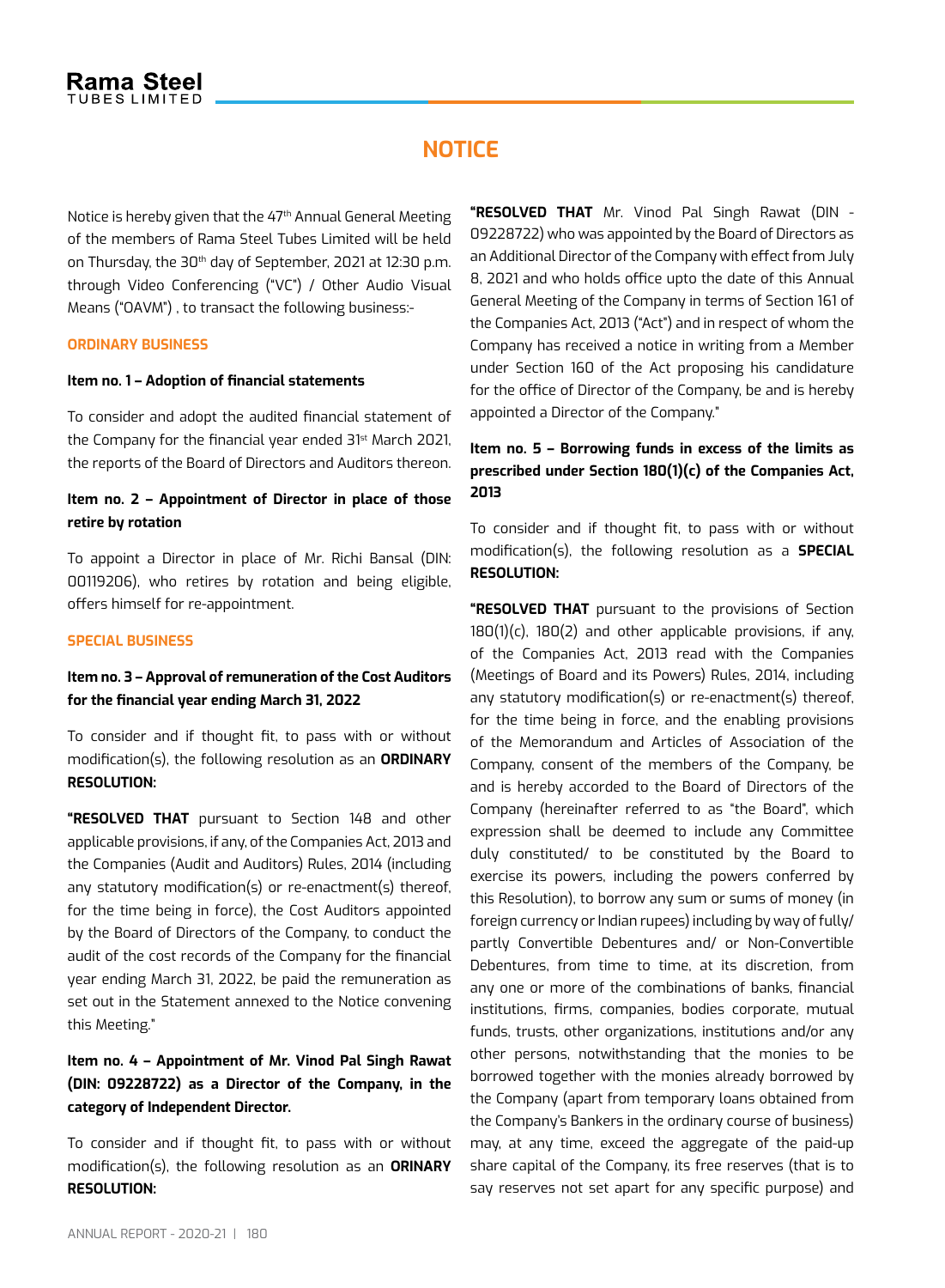# NOTICE

Notice is hereby given that the 47th Annual General Meeting of the members of Rama Steel Tubes Limited will be held on Thursday, the 30th day of September, 2021 at 12:30 p.m. through Video Conferencing ("VC") / Other Audio Visual Means ("OAVM") , to transact the following business:-

## ORDINARY BUSINESS

### Item no. 1 – Adoption of financial statements

To consider and adopt the audited financial statement of the Company for the financial year ended 31st March 2021, the reports of the Board of Directors and Auditors thereon.

### Item no. 2 – Appointment of Director in place of those retire by rotation

To appoint a Director in place of Mr. Richi Bansal (DIN: 00119206), who retires by rotation and being eligible, offers himself for re-appointment.

## SPECIAL BUSINESS

### Item no. 3 – Approval of remuneration of the Cost Auditors for the financial year ending March 31, 2022

To consider and if thought fit, to pass with or without modification(s), the following resolution as an **ORDINARY RESOLUTION:**

**"RESOLVED THAT** pursuant to Section 148 and other applicable provisions, if any, of the Companies Act, 2013 and the Companies (Audit and Auditors) Rules, 2014 (including any statutory modification(s) or re-enactment(s) thereof, for the time being in force), the Cost Auditors appointed by the Board of Directors of the Company, to conduct the audit of the cost records of the Company for the financial year ending March 31, 2022, be paid the remuneration as set out in the Statement annexed to the Notice convening this Meeting."

### Item no. 4 – Appointment of Mr. Vinod Pal Singh Rawat (DIN: 09228722) as a Director of the Company, in the category of Independent Director.

To consider and if thought fit, to pass with or without modification(s), the following resolution as an **ORINARY RESOLUTION:**

**"RESOLVED THAT** Mr. Vinod Pal Singh Rawat (DIN - 09228722) who was appointed by the Board of Directors as an Additional Director of the Company with effect from July 8, 2021 and who holds office upto the date of this Annual General Meeting of the Company in terms of Section 161 of the Companies Act, 2013 ("Act") and in respect of whom the Company has received a notice in writing from a Member under Section 160 of the Act proposing his candidature for the office of Director of the Company, be and is hereby appointed a Director of the Company."

### Item no. 5 – Borrowing funds in excess of the limits as prescribed under Section 180(1)(c) of the Companies Act, 2013

To consider and if thought fit, to pass with or without modification(s), the following resolution as a **SPECIAL RESOLUTION:**

**"RESOLVED THAT** pursuant to the provisions of Section 180(1)(c), 180(2) and other applicable provisions, if any, of the Companies Act, 2013 read with the Companies (Meetings of Board and its Powers) Rules, 2014, including any statutory modification(s) or re-enactment(s) thereof, for the time being in force, and the enabling provisions of the Memorandum and Articles of Association of the Company, consent of the members of the Company, be and is hereby accorded to the Board of Directors of the Company (hereinafter referred to as "the Board", which expression shall be deemed to include any Committee duly constituted/ to be constituted by the Board to exercise its powers, including the powers conferred by this Resolution), to borrow any sum or sums of money (in foreign currency or Indian rupees) including by way of fully/ partly Convertible Debentures and/ or Non-Convertible Debentures, from time to time, at its discretion, from any one or more of the combinations of banks, financial institutions, firms, companies, bodies corporate, mutual funds, trusts, other organizations, institutions and/or any other persons, notwithstanding that the monies to be borrowed together with the monies already borrowed by the Company (apart from temporary loans obtained from the Company's Bankers in the ordinary course of business) may, at any time, exceed the aggregate of the paid-up share capital of the Company, its free reserves (that is to say reserves not set apart for any specific purpose) and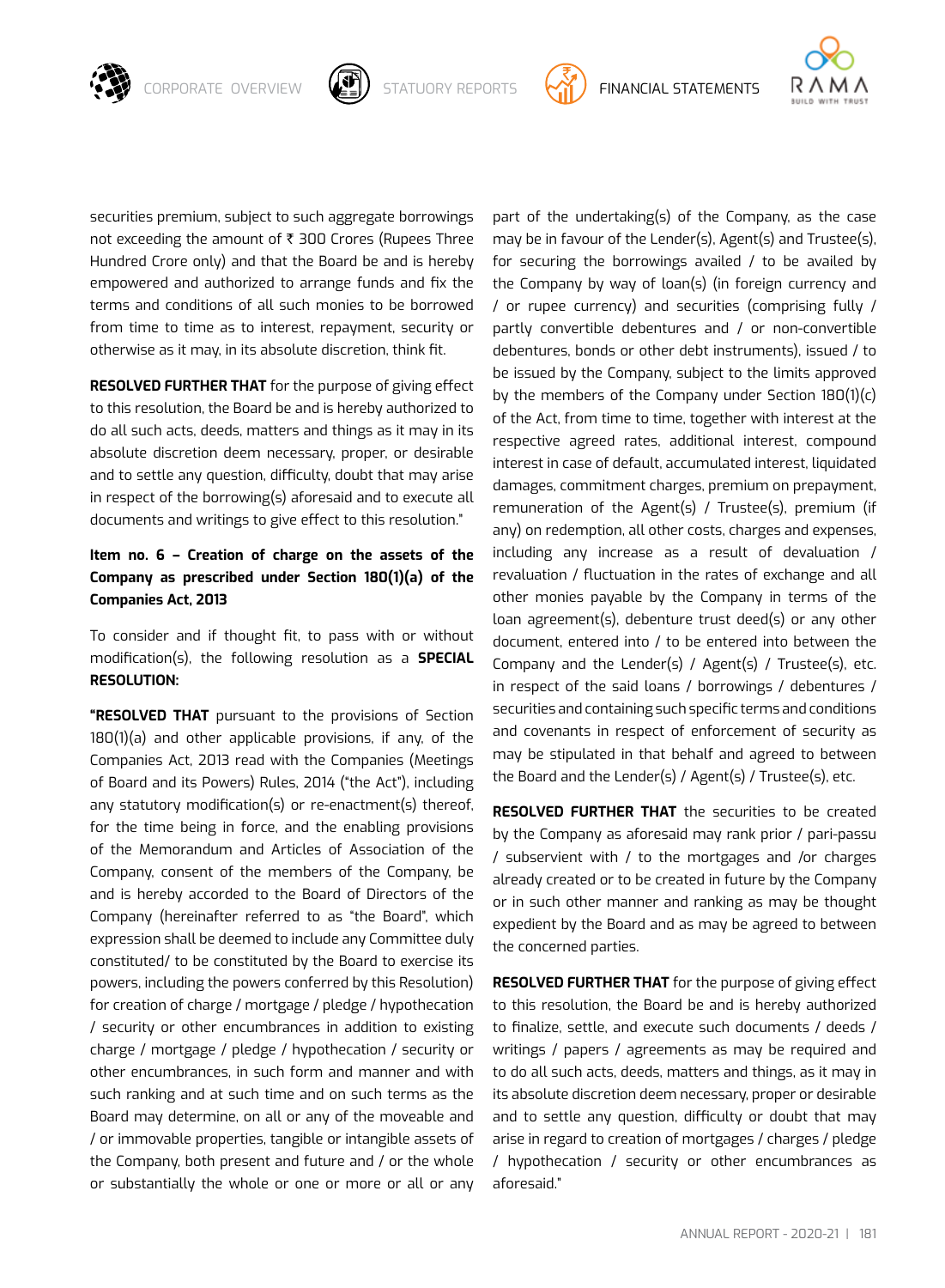securities premium, subject to such aggregate borrowings not exceeding the amount of ₹ 300 Crores (Rupees Three Hundred Crore only) and that the Board be and is hereby empowered and authorized to arrange funds and fix the terms and conditions of all such monies to be borrowed from time to time as to interest, repayment, security or otherwise as it may, in its absolute discretion, think fit.

**RESOLVED FURTHER THAT** for the purpose of giving effect to this resolution, the Board be and is hereby authorized to do all such acts, deeds, matters and things as it may in its absolute discretion deem necessary, proper, or desirable and to settle any question, difficulty, doubt that may arise in respect of the borrowing(s) aforesaid and to execute all documents and writings to give effect to this resolution."

**Item no. 6 – Creation of charge on the assets of the Company as prescribed under Section 180(1)(a) of the Companies Act, 2013**

To consider and if thought fit, to pass with or without modification(s), the following resolution as a **SPECIAL RESOLUTION:**

**"RESOLVED THAT** pursuant to the provisions of Section 180(1)(a) and other applicable provisions, if any, of the Companies Act, 2013 read with the Companies (Meetings of Board and its Powers) Rules, 2014 ("the Act"), including any statutory modification(s) or re-enactment(s) thereof, for the time being in force, and the enabling provisions of the Memorandum and Articles of Association of the Company, consent of the members of the Company, be and is hereby accorded to the Board of Directors of the Company (hereinafter referred to as "the Board", which expression shall be deemed to include any Committee duly constituted/ to be constituted by the Board to exercise its powers, including the powers conferred by this Resolution) for creation of charge / mortgage / pledge / hypothecation / security or other encumbrances in addition to existing charge / mortgage / pledge / hypothecation / security or other encumbrances, in such form and manner and with such ranking and at such time and on such terms as the Board may determine, on all or any of the moveable and / or immovable properties, tangible or intangible assets of the Company, both present and future and / or the whole or substantially the whole or one or more or all or any part of the undertaking(s) of the Company, as the case may be in favour of the Lender(s), Agent(s) and Trustee(s), for securing the borrowings availed / to be availed by the Company by way of loan(s) (in foreign currency and / or rupee currency) and securities (comprising fully / partly convertible debentures and / or non-convertible debentures, bonds or other debt instruments), issued / to be issued by the Company, subject to the limits approved by the members of the Company under Section 180(1)(c) of the Act, from time to time, together with interest at the respective agreed rates, additional interest, compound interest in case of default, accumulated interest, liquidated damages, commitment charges, premium on prepayment, remuneration of the Agent(s) / Trustee(s), premium (if any) on redemption, all other costs, charges and expenses, including any increase as a result of devaluation / revaluation / fluctuation in the rates of exchange and all other monies payable by the Company in terms of the loan agreement(s), debenture trust deed(s) or any other document, entered into / to be entered into between the Company and the Lender(s) / Agent(s) / Trustee(s), etc. in respect of the said loans / borrowings / debentures / securities and containing such specific terms and conditions and covenants in respect of enforcement of security as may be stipulated in that behalf and agreed to between the Board and the Lender(s) / Agent(s) / Trustee(s), etc.

**RESOLVED FURTHER THAT** the securities to be created by the Company as aforesaid may rank prior / pari-passu / subservient with / to the mortgages and /or charges already created or to be created in future by the Company or in such other manner and ranking as may be thought expedient by the Board and as may be agreed to between the concerned parties.

**RESOLVED FURTHER THAT** for the purpose of giving effect to this resolution, the Board be and is hereby authorized to finalize, settle, and execute such documents / deeds / writings / papers / agreements as may be required and to do all such acts, deeds, matters and things, as it may in its absolute discretion deem necessary, proper or desirable and to settle any question, difficulty or doubt that may arise in regard to creation of mortgages / charges / pledge / hypothecation / security or other encumbrances as aforesaid."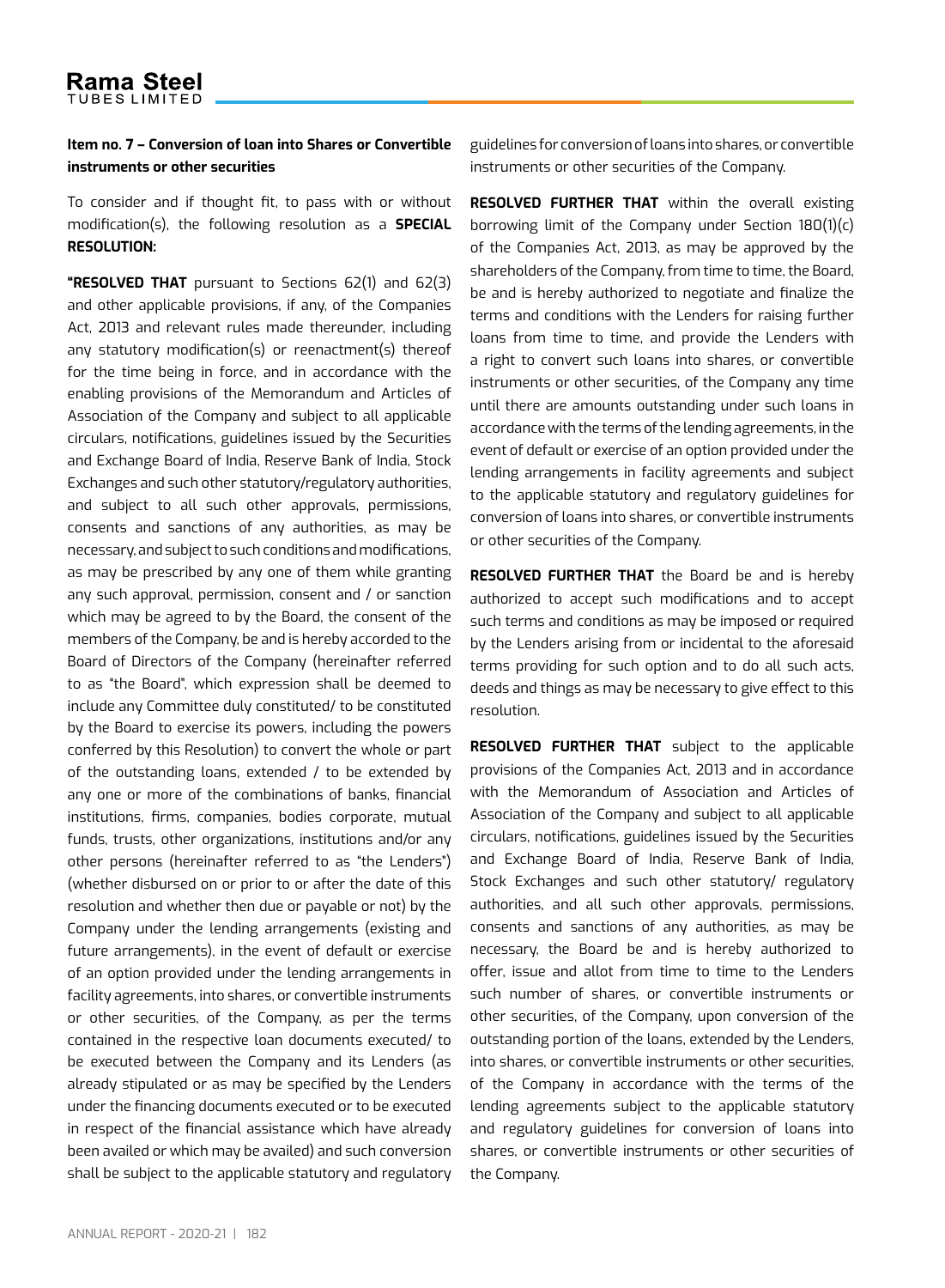**Item no. 7 – Conversion of loan into Shares or Convertible instruments or other securities**

To consider and if thought fit, to pass with or without modification(s), the following resolution as a **SPECIAL RESOLUTION:**

**"RESOLVED THAT** pursuant to Sections 62(1) and 62(3) and other applicable provisions, if any, of the Companies Act, 2013 and relevant rules made thereunder, including any statutory modification(s) or reenactment(s) thereof for the time being in force, and in accordance with the enabling provisions of the Memorandum and Articles of Association of the Company and subject to all applicable circulars, notifications, guidelines issued by the Securities and Exchange Board of India, Reserve Bank of India, Stock Exchanges and such other statutory/regulatory authorities, and subject to all such other approvals, permissions, consents and sanctions of any authorities, as may be necessary, and subject to such conditions and modifications, as may be prescribed by any one of them while granting any such approval, permission, consent and / or sanction which may be agreed to by the Board, the consent of the members of the Company, be and is hereby accorded to the Board of Directors of the Company (hereinafter referred to as "the Board", which expression shall be deemed to include any Committee duly constituted/ to be constituted by the Board to exercise its powers, including the powers conferred by this Resolution) to convert the whole or part of the outstanding loans, extended / to be extended by any one or more of the combinations of banks, financial institutions, firms, companies, bodies corporate, mutual funds, trusts, other organizations, institutions and/or any other persons (hereinafter referred to as "the Lenders") (whether disbursed on or prior to or after the date of this resolution and whether then due or payable or not) by the Company under the lending arrangements (existing and future arrangements), in the event of default or exercise of an option provided under the lending arrangements in facility agreements, into shares, or convertible instruments or other securities, of the Company, as per the terms contained in the respective loan documents executed/ to be executed between the Company and its Lenders (as already stipulated or as may be specified by the Lenders under the financing documents executed or to be executed in respect of the financial assistance which have already been availed or which may be availed) and such conversion shall be subject to the applicable statutory and regulatory guidelines for conversion of loans into shares, or convertible instruments or other securities of the Company.

**RESOLVED FURTHER THAT** within the overall existing borrowing limit of the Company under Section 180(1)(c) of the Companies Act, 2013, as may be approved by the shareholders of the Company, from time to time, the Board, be and is hereby authorized to negotiate and finalize the terms and conditions with the Lenders for raising further loans from time to time, and provide the Lenders with a right to convert such loans into shares, or convertible instruments or other securities, of the Company any time until there are amounts outstanding under such loans in accordance with the terms of the lending agreements, in the event of default or exercise of an option provided under the lending arrangements in facility agreements and subject to the applicable statutory and regulatory guidelines for conversion of loans into shares, or convertible instruments or other securities of the Company.

**RESOLVED FURTHER THAT** the Board be and is hereby authorized to accept such modifications and to accept such terms and conditions as may be imposed or required by the Lenders arising from or incidental to the aforesaid terms providing for such option and to do all such acts, deeds and things as may be necessary to give effect to this resolution.

**RESOLVED FURTHER THAT** subject to the applicable provisions of the Companies Act, 2013 and in accordance with the Memorandum of Association and Articles of Association of the Company and subject to all applicable circulars, notifications, guidelines issued by the Securities and Exchange Board of India, Reserve Bank of India, Stock Exchanges and such other statutory/ regulatory authorities, and all such other approvals, permissions, consents and sanctions of any authorities, as may be necessary, the Board be and is hereby authorized to offer, issue and allot from time to time to the Lenders such number of shares, or convertible instruments or other securities, of the Company, upon conversion of the outstanding portion of the loans, extended by the Lenders, into shares, or convertible instruments or other securities, of the Company in accordance with the terms of the lending agreements subject to the applicable statutory and regulatory guidelines for conversion of loans into shares, or convertible instruments or other securities of the Company.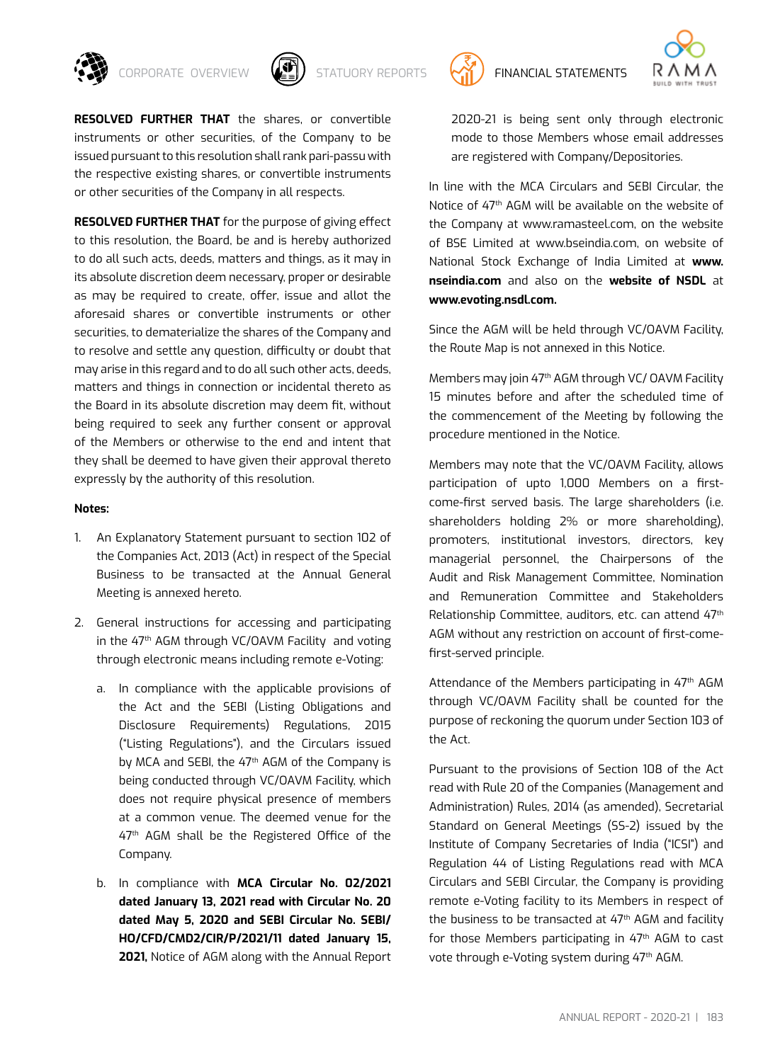**RESOLVED FURTHER THAT** the shares, or convertible instruments or other securities, of the Company to be issued pursuant to this resolution shall rank pari-passu with the respective existing shares, or convertible instruments or other securities of the Company in all respects.

**RESOLVED FURTHER THAT** for the purpose of giving effect to this resolution, the Board, be and is hereby authorized to do all such acts, deeds, matters and things, as it may in its absolute discretion deem necessary, proper or desirable as may be required to create, offer, issue and allot the aforesaid shares or convertible instruments or other securities, to dematerialize the shares of the Company and to resolve and settle any question, difficulty or doubt that may arise in this regard and to do all such other acts, deeds, matters and things in connection or incidental thereto as the Board in its absolute discretion may deem fit, without being required to seek any further consent or approval of the Members or otherwise to the end and intent that they shall be deemed to have given their approval thereto expressly by the authority of this resolution.

**Notes:**

1. An Explanatory Statement pursuant to section 102 of the Companies Act, 2013 (Act) in respect of the Special Business to be transacted at the Annual General Meeting is annexed hereto.

2. General instructions for accessing and participating in the 47th AGM through VC/OAVM Facility and voting through electronic means including remote e-Voting:

   a. In compliance with the applicable provisions of the Act and the SEBI (Listing Obligations and Disclosure Requirements) Regulations, 2015 ("Listing Regulations"), and the Circulars issued by MCA and SEBI, the 47th AGM of the Company is being conducted through VC/OAVM Facility, which does not require physical presence of members at a common venue. The deemed venue for the 47th AGM shall be the Registered Office of the Company.

   b. In compliance with **MCA Circular No. 02/2021 dated January 13, 2021 read with Circular No. 20 dated May 5, 2020 and SEBI Circular No. SEBI/HO/CFD/CMD2/CIR/P/2021/11 dated January 15, 2021,** Notice of AGM along with the Annual Report 2020-21 is being sent only through electronic mode to those Members whose email addresses are registered with Company/Depositories.

In line with the MCA Circulars and SEBI Circular, the Notice of 47th AGM will be available on the website of the Company at www.ramasteel.com, on the website of BSE Limited at www.bseindia.com, on website of National Stock Exchange of India Limited at **www.nseindia.com** and also on the **website of NSDL** at **www.evoting.nsdl.com.**

Since the AGM will be held through VC/OAVM Facility, the Route Map is not annexed in this Notice.

Members may join 47th AGM through VC/ OAVM Facility 15 minutes before and after the scheduled time of the commencement of the Meeting by following the procedure mentioned in the Notice.

Members may note that the VC/OAVM Facility, allows participation of upto 1,000 Members on a first-come-first served basis. The large shareholders (i.e. shareholders holding 2% or more shareholding), promoters, institutional investors, directors, key managerial personnel, the Chairpersons of the Audit and Risk Management Committee, Nomination and Remuneration Committee and Stakeholders Relationship Committee, auditors, etc. can attend 47th AGM without any restriction on account of first-come-first-served principle.

Attendance of the Members participating in 47th AGM through VC/OAVM Facility shall be counted for the purpose of reckoning the quorum under Section 103 of the Act.

Pursuant to the provisions of Section 108 of the Act read with Rule 20 of the Companies (Management and Administration) Rules, 2014 (as amended), Secretarial Standard on General Meetings (SS-2) issued by the Institute of Company Secretaries of India ("ICSI") and Regulation 44 of Listing Regulations read with MCA Circulars and SEBI Circular, the Company is providing remote e-Voting facility to its Members in respect of the business to be transacted at 47th AGM and facility for those Members participating in 47th AGM to cast vote through e-Voting system during 47th AGM.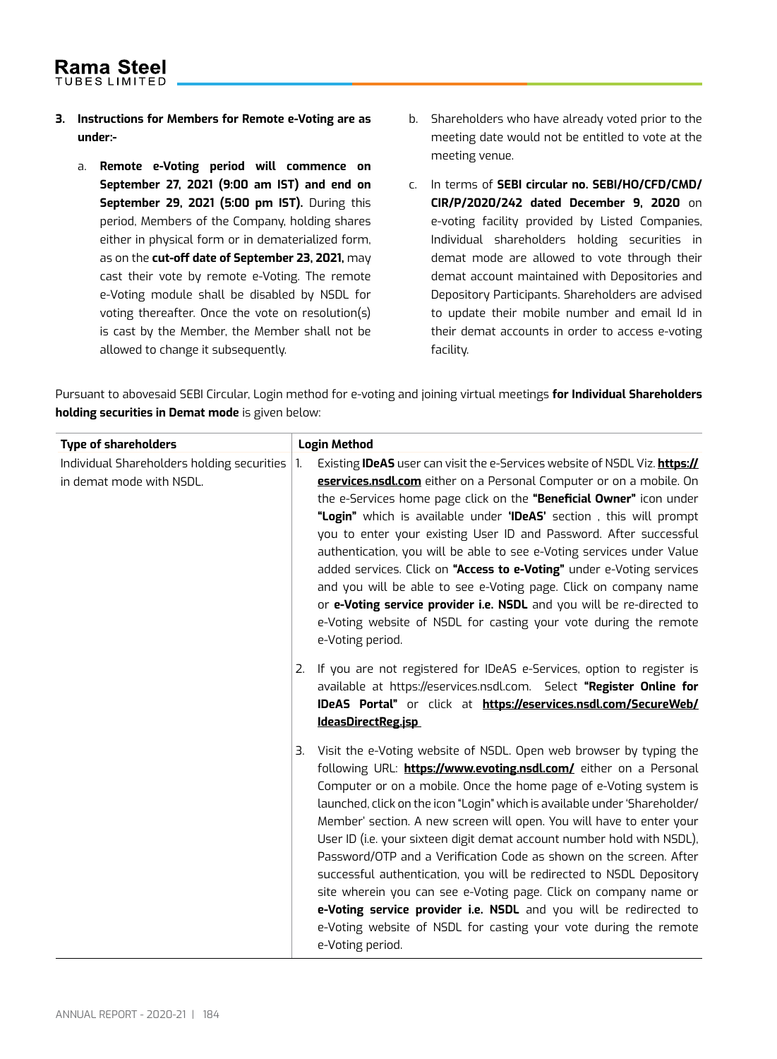3. **Instructions for Members for Remote e-Voting are as under:-**

   a. **Remote e-Voting period will commence on September 27, 2021 (9:00 am IST) and end on September 29, 2021 (5:00 pm IST).** During this period, Members of the Company, holding shares either in physical form or in dematerialized form, as on the **cut-off date of September 23, 2021,** may cast their vote by remote e-Voting. The remote e-Voting module shall be disabled by NSDL for voting thereafter. Once the vote on resolution(s) is cast by the Member, the Member shall not be allowed to change it subsequently.

   b. Shareholders who have already voted prior to the meeting date would not be entitled to vote at the meeting venue.

   c. In terms of **SEBI circular no. SEBI/HO/CFD/CMD/CIR/P/2020/242 dated December 9, 2020** on e-voting facility provided by Listed Companies, Individual shareholders holding securities in demat mode are allowed to vote through their demat account maintained with Depositories and Depository Participants. Shareholders are advised to update their mobile number and email Id in their demat accounts in order to access e-voting facility.

Pursuant to abovesaid SEBI Circular, Login method for e-voting and joining virtual meetings **for Individual Shareholders holding securities in Demat mode** is given below:

| Type of shareholders | Login Method |
|---|---|
| Individual Shareholders holding securities in demat mode with NSDL. | 1. Existing **IDeAS** user can visit the e-Services website of NSDL Viz. **https://eservices.nsdl.com** either on a Personal Computer or on a mobile. On the e-Services home page click on the **"Beneficial Owner"** icon under **"Login"** which is available under **'IDeAS'** section , this will prompt you to enter your existing User ID and Password. After successful authentication, you will be able to see e-Voting services under Value added services. Click on **"Access to e-Voting"** under e-Voting services and you will be able to see e-Voting page. Click on company name or **e-Voting service provider i.e. NSDL** and you will be re-directed to e-Voting website of NSDL for casting your vote during the remote e-Voting period.<br><br>2. If you are not registered for IDeAS e-Services, option to register is available at https://eservices.nsdl.com. Select **"Register Online for IDeAS Portal"** or click at **https://eservices.nsdl.com/SecureWeb/IdeasDirectReg.jsp**<br><br>3. Visit the e-Voting website of NSDL. Open web browser by typing the following URL: **https://www.evoting.nsdl.com/** either on a Personal Computer or on a mobile. Once the home page of e-Voting system is launched, click on the icon "Login" which is available under 'Shareholder/Member' section. A new screen will open. You will have to enter your User ID (i.e. your sixteen digit demat account number hold with NSDL), Password/OTP and a Verification Code as shown on the screen. After successful authentication, you will be redirected to NSDL Depository site wherein you can see e-Voting page. Click on company name or **e-Voting service provider i.e. NSDL** and you will be redirected to e-Voting website of NSDL for casting your vote during the remote e-Voting period. |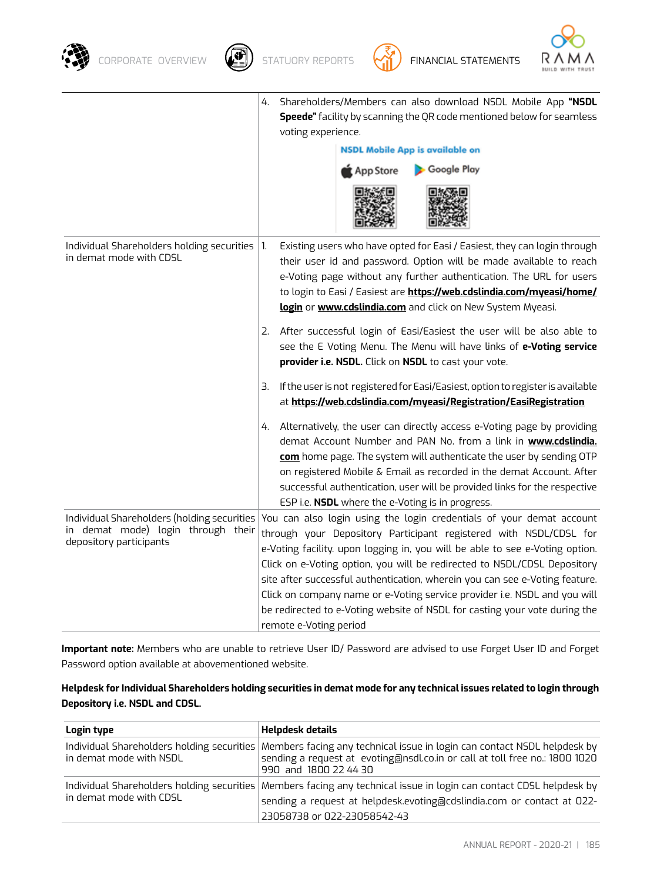| | |
|---|---|
| | 4. Shareholders/Members can also download NSDL Mobile App **"NSDL Speede"** facility by scanning the QR code mentioned below for seamless voting experience.<br><br>**NSDL Mobile App is available on**<br>App Store Google Play |
| Individual Shareholders holding securities in demat mode with CDSL | 1. Existing users who have opted for Easi / Easiest, they can login through their user id and password. Option will be made available to reach e-Voting page without any further authentication. The URL for users to login to Easi / Easiest are **https://web.cdslindia.com/myeasi/home/login** or **www.cdslindia.com** and click on New System Myeasi.<br><br>2. After successful login of Easi/Easiest the user will be also able to see the E Voting Menu. The Menu will have links of **e-Voting service provider i.e. NSDL.** Click on **NSDL** to cast your vote.<br><br>3. If the user is not registered for Easi/Easiest, option to register is available at **https://web.cdslindia.com/myeasi/Registration/EasiRegistration**<br><br>4. Alternatively, the user can directly access e-Voting page by providing demat Account Number and PAN No. from a link in **www.cdslindia.com** home page. The system will authenticate the user by sending OTP on registered Mobile & Email as recorded in the demat Account. After successful authentication, user will be provided links for the respective ESP i.e. **NSDL** where the e-Voting is in progress. |
| Individual Shareholders (holding securities in demat mode) login through their depository participants | You can also login using the login credentials of your demat account through your Depository Participant registered with NSDL/CDSL for e-Voting facility. upon logging in, you will be able to see e-Voting option. Click on e-Voting option, you will be redirected to NSDL/CDSL Depository site after successful authentication, wherein you can see e-Voting feature. Click on company name or e-Voting service provider i.e. NSDL and you will be redirected to e-Voting website of NSDL for casting your vote during the remote e-Voting period |

**Important note:** Members who are unable to retrieve User ID/ Password are advised to use Forget User ID and Forget Password option available at abovementioned website.

**Helpdesk for Individual Shareholders holding securities in demat mode for any technical issues related to login through Depository i.e. NSDL and CDSL.**

| Login type | Helpdesk details |
|---|---|
| Individual Shareholders holding securities in demat mode with NSDL | Members facing any technical issue in login can contact NSDL helpdesk by sending a request at evoting@nsdl.co.in or call at toll free no.: 1800 1020 990 and 1800 22 44 30 |
| Individual Shareholders holding securities in demat mode with CDSL | Members facing any technical issue in login can contact CDSL helpdesk by sending a request at helpdesk.evoting@cdslindia.com or contact at 022-23058738 or 022-23058542-43 |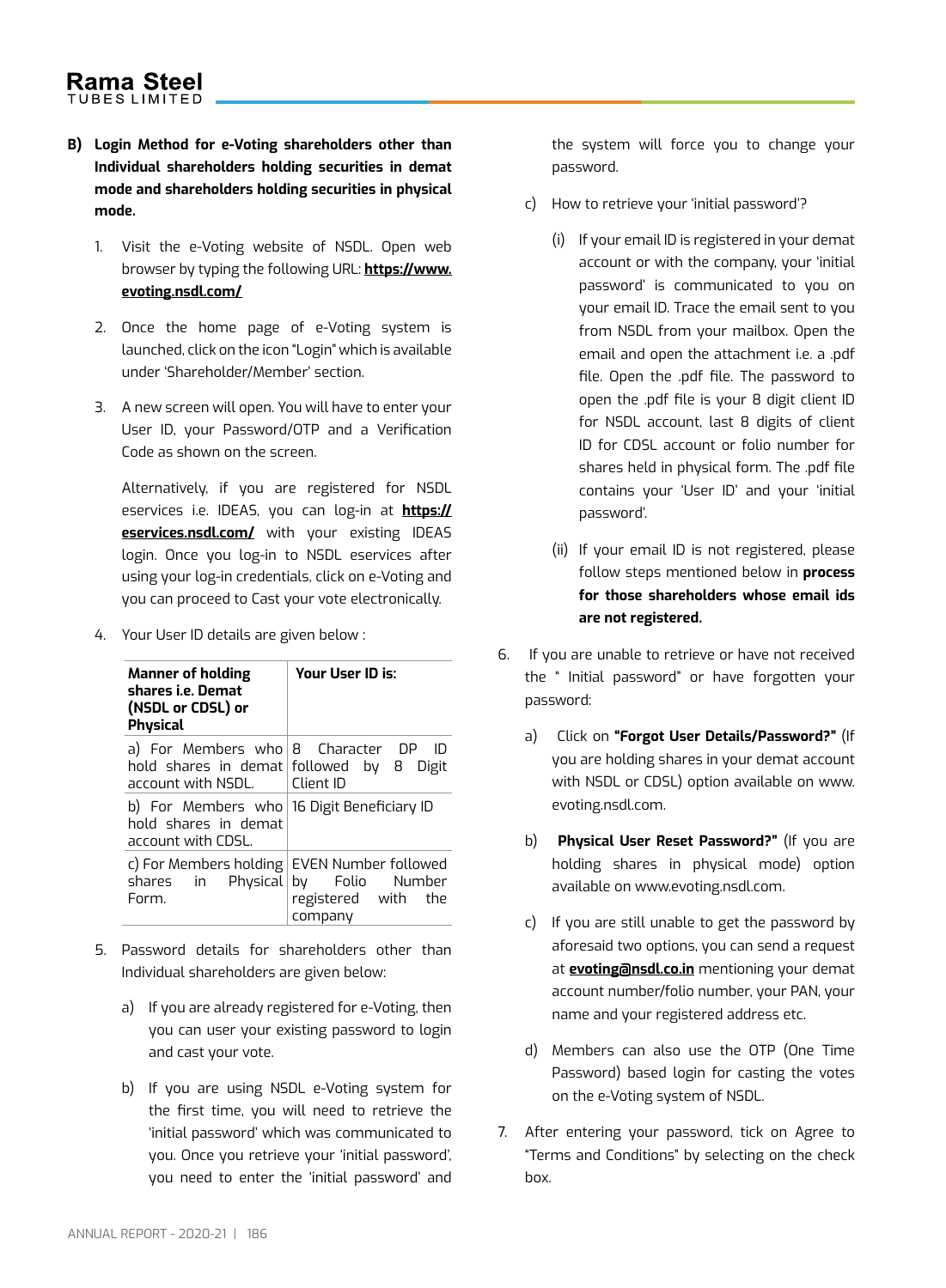**B) Login Method for e-Voting shareholders other than Individual shareholders holding securities in demat mode and shareholders holding securities in physical mode.**

1. Visit the e-Voting website of NSDL. Open web browser by typing the following URL: **https://www.evoting.nsdl.com/**

2. Once the home page of e-Voting system is launched, click on the icon "Login" which is available under 'Shareholder/Member' section.

3. A new screen will open. You will have to enter your User ID, your Password/OTP and a Verification Code as shown on the screen.

   Alternatively, if you are registered for NSDL eservices i.e. IDEAS, you can log-in at **https://eservices.nsdl.com/** with your existing IDEAS login. Once you log-in to NSDL eservices after using your log-in credentials, click on e-Voting and you can proceed to Cast your vote electronically.

4. Your User ID details are given below :

| Manner of holding shares i.e. Demat (NSDL or CDSL) or Physical | Your User ID is: |
|---|---|
| a) For Members who hold shares in demat account with NSDL. | 8 Character DP ID followed by 8 Digit Client ID |
| b) For Members who hold shares in demat account with CDSL. | 16 Digit Beneficiary ID |
| c) For Members holding shares in Physical Form. | EVEN Number followed by Folio Number registered with the company |

5. Password details for shareholders other than Individual shareholders are given below:

   a) If you are already registered for e-Voting, then you can user your existing password to login and cast your vote.

   b) If you are using NSDL e-Voting system for the first time, you will need to retrieve the 'initial password' which was communicated to you. Once you retrieve your 'initial password', you need to enter the 'initial password' and the system will force you to change your password.

   c) How to retrieve your 'initial password'?

      (i) If your email ID is registered in your demat account or with the company, your 'initial password' is communicated to you on your email ID. Trace the email sent to you from NSDL from your mailbox. Open the email and open the attachment i.e. a .pdf file. Open the .pdf file. The password to open the .pdf file is your 8 digit client ID for NSDL account, last 8 digits of client ID for CDSL account or folio number for shares held in physical form. The .pdf file contains your 'User ID' and your 'initial password'.

      (ii) If your email ID is not registered, please follow steps mentioned below in **process for those shareholders whose email ids are not registered.**

6. If you are unable to retrieve or have not received the " Initial password" or have forgotten your password:

   a) Click on **"Forgot User Details/Password?"** (If you are holding shares in your demat account with NSDL or CDSL) option available on www.evoting.nsdl.com.

   b) **Physical User Reset Password?"** (If you are holding shares in physical mode) option available on www.evoting.nsdl.com.

   c) If you are still unable to get the password by aforesaid two options, you can send a request at **evoting@nsdl.co.in** mentioning your demat account number/folio number, your PAN, your name and your registered address etc.

   d) Members can also use the OTP (One Time Password) based login for casting the votes on the e-Voting system of NSDL.

7. After entering your password, tick on Agree to "Terms and Conditions" by selecting on the check box.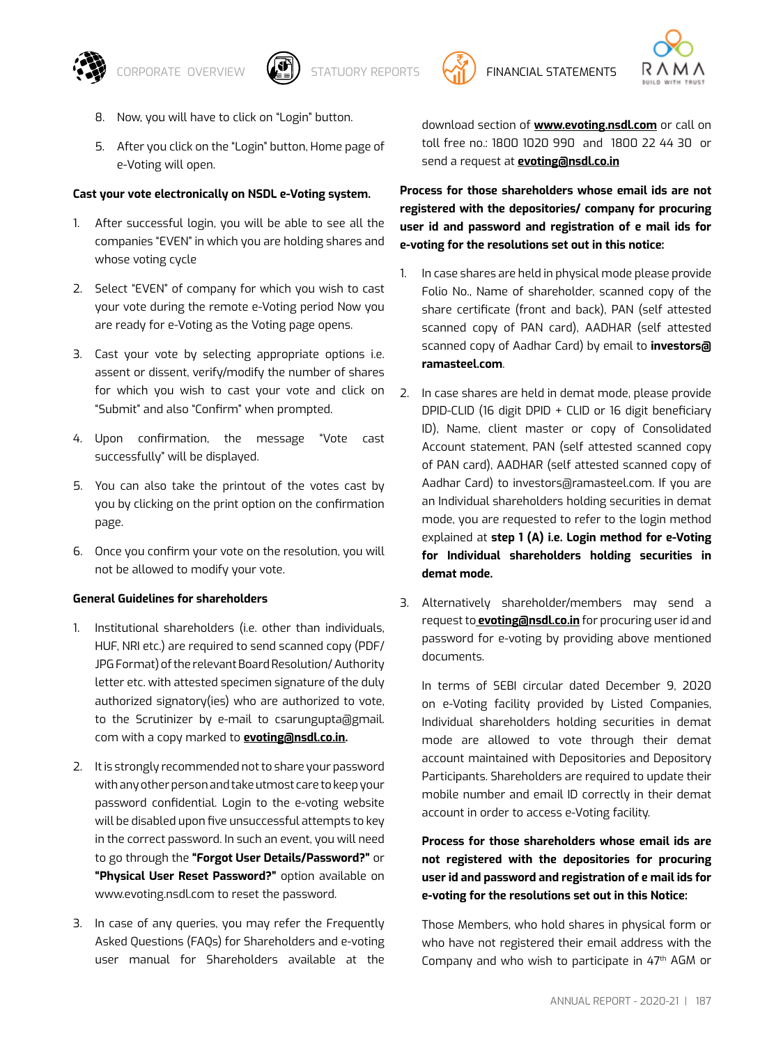8. Now, you will have to click on "Login" button.

5. After you click on the "Login" button, Home page of e-Voting will open.

**Cast your vote electronically on NSDL e-Voting system.**

1. After successful login, you will be able to see all the companies "EVEN" in which you are holding shares and whose voting cycle

2. Select "EVEN" of company for which you wish to cast your vote during the remote e-Voting period Now you are ready for e-Voting as the Voting page opens.

3. Cast your vote by selecting appropriate options i.e. assent or dissent, verify/modify the number of shares for which you wish to cast your vote and click on "Submit" and also "Confirm" when prompted.

4. Upon confirmation, the message "Vote cast successfully" will be displayed.

5. You can also take the printout of the votes cast by you by clicking on the print option on the confirmation page.

6. Once you confirm your vote on the resolution, you will not be allowed to modify your vote.

**General Guidelines for shareholders**

1. Institutional shareholders (i.e. other than individuals, HUF, NRI etc.) are required to send scanned copy (PDF/JPG Format) of the relevant Board Resolution/ Authority letter etc. with attested specimen signature of the duly authorized signatory(ies) who are authorized to vote, to the Scrutinizer by e-mail to csarungupta@gmail.com with a copy marked to **evoting@nsdl.co.in**.

2. It is strongly recommended not to share your password with any other person and take utmost care to keep your password confidential. Login to the e-voting website will be disabled upon five unsuccessful attempts to key in the correct password. In such an event, you will need to go through the **"Forgot User Details/Password?"** or **"Physical User Reset Password?"** option available on www.evoting.nsdl.com to reset the password.

3. In case of any queries, you may refer the Frequently Asked Questions (FAQs) for Shareholders and e-voting user manual for Shareholders available at the download section of **www.evoting.nsdl.com** or call on toll free no.: 1800 1020 990 and 1800 22 44 30 or send a request at **evoting@nsdl.co.in**

**Process for those shareholders whose email ids are not registered with the depositories/ company for procuring user id and password and registration of e mail ids for e-voting for the resolutions set out in this notice:**

1. In case shares are held in physical mode please provide Folio No., Name of shareholder, scanned copy of the share certificate (front and back), PAN (self attested scanned copy of PAN card), AADHAR (self attested scanned copy of Aadhar Card) by email to **investors@ramasteel.com**.

2. In case shares are held in demat mode, please provide DPID-CLID (16 digit DPID + CLID or 16 digit beneficiary ID), Name, client master or copy of Consolidated Account statement, PAN (self attested scanned copy of PAN card), AADHAR (self attested scanned copy of Aadhar Card) to investors@ramasteel.com. If you are an Individual shareholders holding securities in demat mode, you are requested to refer to the login method explained at **step 1 (A) i.e. Login method for e-Voting for Individual shareholders holding securities in demat mode.**

3. Alternatively shareholder/members may send a request to **evoting@nsdl.co.in** for procuring user id and password for e-voting by providing above mentioned documents.

   In terms of SEBI circular dated December 9, 2020 on e-Voting facility provided by Listed Companies, Individual shareholders holding securities in demat mode are allowed to vote through their demat account maintained with Depositories and Depository Participants. Shareholders are required to update their mobile number and email ID correctly in their demat account in order to access e-Voting facility.

   **Process for those shareholders whose email ids are not registered with the depositories for procuring user id and password and registration of e mail ids for e-voting for the resolutions set out in this Notice:**

   Those Members, who hold shares in physical form or who have not registered their email address with the Company and who wish to participate in 47th AGM or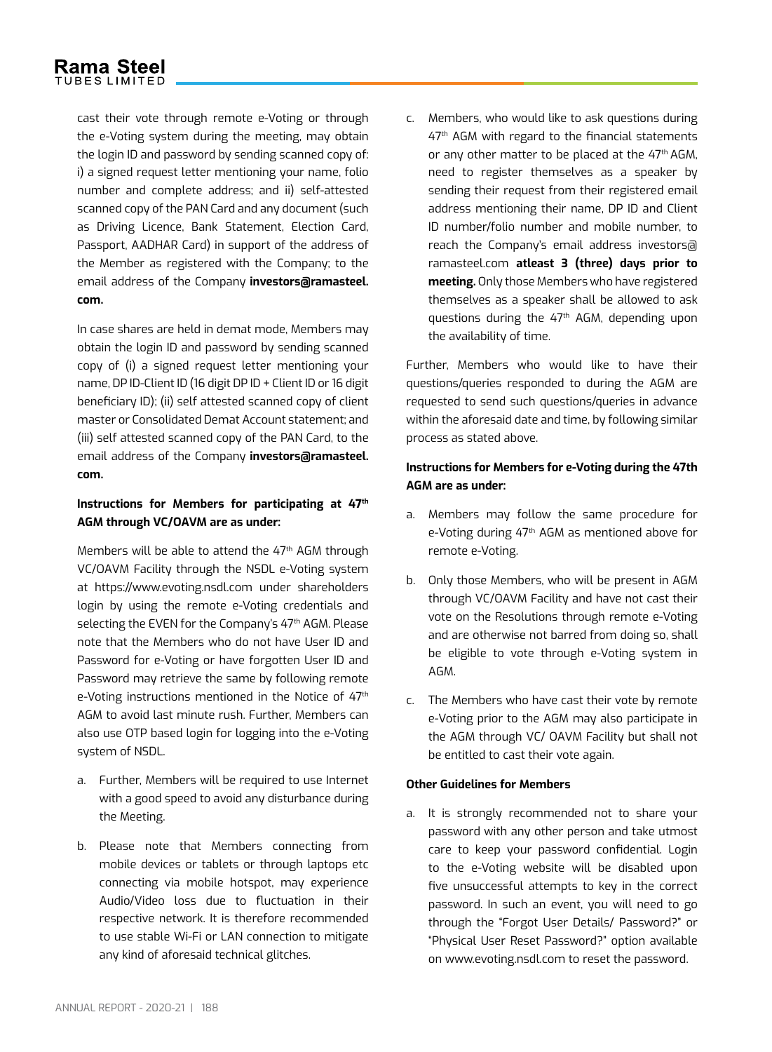cast their vote through remote e-Voting or through the e-Voting system during the meeting, may obtain the login ID and password by sending scanned copy of: i) a signed request letter mentioning your name, folio number and complete address; and ii) self-attested scanned copy of the PAN Card and any document (such as Driving Licence, Bank Statement, Election Card, Passport, AADHAR Card) in support of the address of the Member as registered with the Company; to the email address of the Company **investors@ramasteel.com.**

In case shares are held in demat mode, Members may obtain the login ID and password by sending scanned copy of (i) a signed request letter mentioning your name, DP ID-Client ID (16 digit DP ID + Client ID or 16 digit beneficiary ID); (ii) self attested scanned copy of client master or Consolidated Demat Account statement; and (iii) self attested scanned copy of the PAN Card, to the email address of the Company **investors@ramasteel.com.**

**Instructions for Members for participating at 47th AGM through VC/OAVM are as under:**

Members will be able to attend the 47th AGM through VC/OAVM Facility through the NSDL e-Voting system at https://www.evoting.nsdl.com under shareholders login by using the remote e-Voting credentials and selecting the EVEN for the Company's 47th AGM. Please note that the Members who do not have User ID and Password for e-Voting or have forgotten User ID and Password may retrieve the same by following remote e-Voting instructions mentioned in the Notice of 47th AGM to avoid last minute rush. Further, Members can also use OTP based login for logging into the e-Voting system of NSDL.

a. Further, Members will be required to use Internet with a good speed to avoid any disturbance during the Meeting.

b. Please note that Members connecting from mobile devices or tablets or through laptops etc connecting via mobile hotspot, may experience Audio/Video loss due to fluctuation in their respective network. It is therefore recommended to use stable Wi-Fi or LAN connection to mitigate any kind of aforesaid technical glitches.

c. Members, who would like to ask questions during 47th AGM with regard to the financial statements or any other matter to be placed at the 47th AGM, need to register themselves as a speaker by sending their request from their registered email address mentioning their name, DP ID and Client ID number/folio number and mobile number, to reach the Company's email address investors@ramasteel.com **atleast 3 (three) days prior to meeting.** Only those Members who have registered themselves as a speaker shall be allowed to ask questions during the 47th AGM, depending upon the availability of time.

Further, Members who would like to have their questions/queries responded to during the AGM are requested to send such questions/queries in advance within the aforesaid date and time, by following similar process as stated above.

**Instructions for Members for e-Voting during the 47th AGM are as under:**

a. Members may follow the same procedure for e-Voting during 47th AGM as mentioned above for remote e-Voting.

b. Only those Members, who will be present in AGM through VC/OAVM Facility and have not cast their vote on the Resolutions through remote e-Voting and are otherwise not barred from doing so, shall be eligible to vote through e-Voting system in AGM.

c. The Members who have cast their vote by remote e-Voting prior to the AGM may also participate in the AGM through VC/ OAVM Facility but shall not be entitled to cast their vote again.

**Other Guidelines for Members**

a. It is strongly recommended not to share your password with any other person and take utmost care to keep your password confidential. Login to the e-Voting website will be disabled upon five unsuccessful attempts to key in the correct password. In such an event, you will need to go through the "Forgot User Details/ Password?" or "Physical User Reset Password?" option available on www.evoting.nsdl.com to reset the password.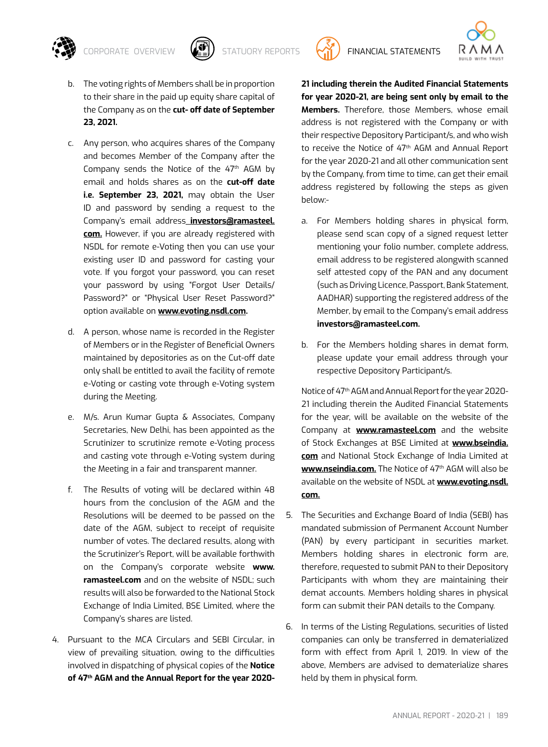b. The voting rights of Members shall be in proportion to their share in the paid up equity share capital of the Company as on the **cut- off date of September 23, 2021.**

c. Any person, who acquires shares of the Company and becomes Member of the Company after the Company sends the Notice of the 47th AGM by email and holds shares as on the **cut-off date i.e. September 23, 2021,** may obtain the User ID and password by sending a request to the Company's email address **investors@ramasteel.com.** However, if you are already registered with NSDL for remote e-Voting then you can use your existing user ID and password for casting your vote. If you forgot your password, you can reset your password by using "Forgot User Details/ Password?" or "Physical User Reset Password?" option available on **www.evoting.nsdl.com.**

d. A person, whose name is recorded in the Register of Members or in the Register of Beneficial Owners maintained by depositories as on the Cut-off date only shall be entitled to avail the facility of remote e-Voting or casting vote through e-Voting system during the Meeting.

e. M/s. Arun Kumar Gupta & Associates, Company Secretaries, New Delhi, has been appointed as the Scrutinizer to scrutinize remote e-Voting process and casting vote through e-Voting system during the Meeting in a fair and transparent manner.

f. The Results of voting will be declared within 48 hours from the conclusion of the AGM and the Resolutions will be deemed to be passed on the date of the AGM, subject to receipt of requisite number of votes. The declared results, along with the Scrutinizer's Report, will be available forthwith on the Company's corporate website **www.ramasteel.com** and on the website of NSDL; such results will also be forwarded to the National Stock Exchange of India Limited, BSE Limited, where the Company's shares are listed.

4. Pursuant to the MCA Circulars and SEBI Circular, in view of prevailing situation, owing to the difficulties involved in dispatching of physical copies of the **Notice of 47th AGM and the Annual Report for the year 2020-21 including therein the Audited Financial Statements for year 2020-21, are being sent only by email to the Members.** Therefore, those Members, whose email address is not registered with the Company or with their respective Depository Participant/s, and who wish to receive the Notice of 47th AGM and Annual Report for the year 2020-21 and all other communication sent by the Company, from time to time, can get their email address registered by following the steps as given below:-

   a. For Members holding shares in physical form, please send scan copy of a signed request letter mentioning your folio number, complete address, email address to be registered alongwith scanned self attested copy of the PAN and any document (such as Driving Licence, Passport, Bank Statement, AADHAR) supporting the registered address of the Member, by email to the Company's email address **investors@ramasteel.com.**

   b. For the Members holding shares in demat form, please update your email address through your respective Depository Participant/s.

   Notice of 47th AGM and Annual Report for the year 2020-21 including therein the Audited Financial Statements for the year, will be available on the website of the Company at **www.ramasteel.com** and the website of Stock Exchanges at BSE Limited at **www.bseindia.com** and National Stock Exchange of India Limited at **www.nseindia.com.** The Notice of 47th AGM will also be available on the website of NSDL at **www.evoting.nsdl.com.**

5. The Securities and Exchange Board of India (SEBI) has mandated submission of Permanent Account Number (PAN) by every participant in securities market. Members holding shares in electronic form are, therefore, requested to submit PAN to their Depository Participants with whom they are maintaining their demat accounts. Members holding shares in physical form can submit their PAN details to the Company.

6. In terms of the Listing Regulations, securities of listed companies can only be transferred in dematerialized form with effect from April 1, 2019. In view of the above, Members are advised to dematerialize shares held by them in physical form.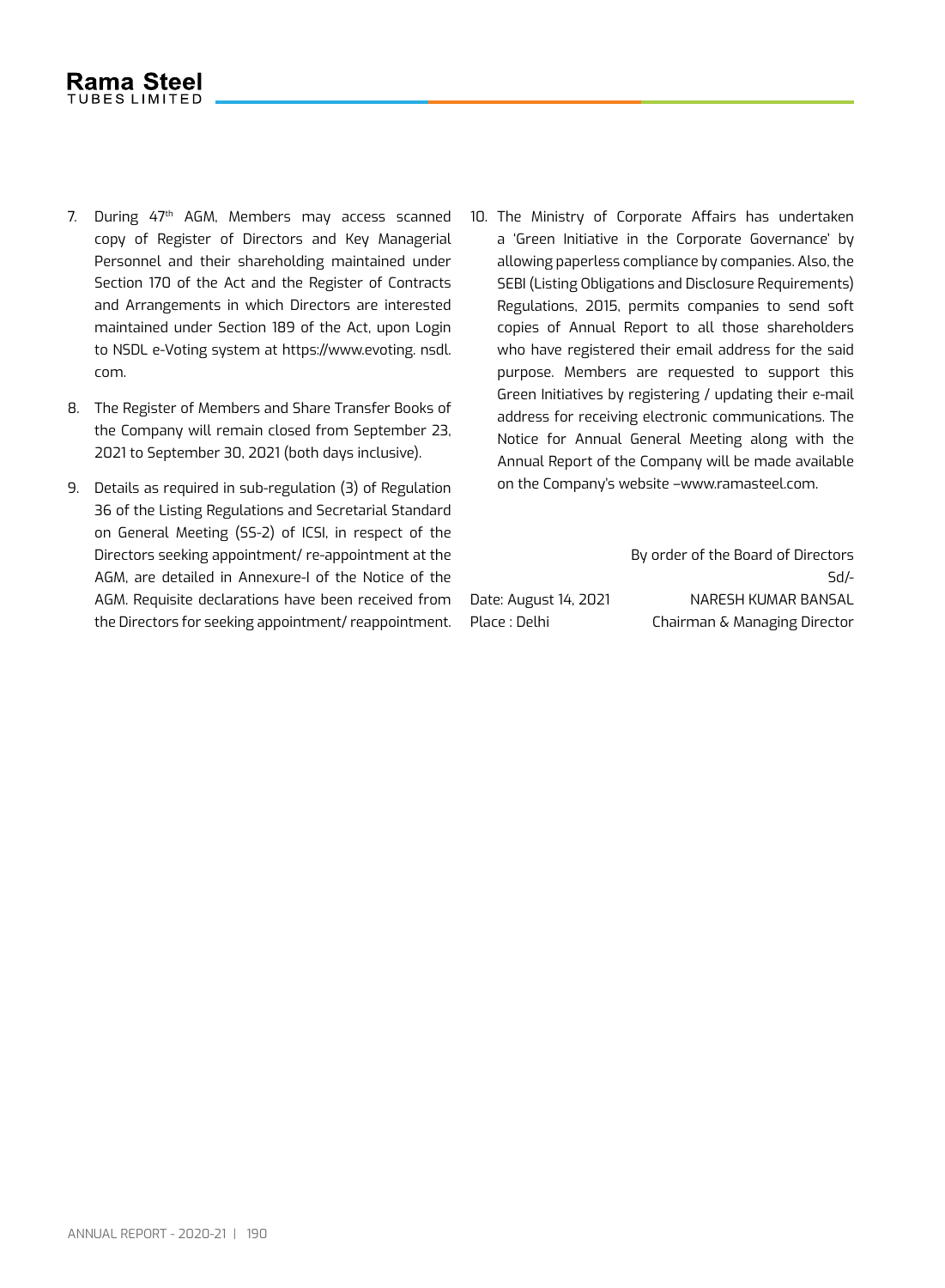7. During 47th AGM, Members may access scanned copy of Register of Directors and Key Managerial Personnel and their shareholding maintained under Section 170 of the Act and the Register of Contracts and Arrangements in which Directors are interested maintained under Section 189 of the Act, upon Login to NSDL e-Voting system at https://www.evoting. nsdl. com.

8. The Register of Members and Share Transfer Books of the Company will remain closed from September 23, 2021 to September 30, 2021 (both days inclusive).

9. Details as required in sub-regulation (3) of Regulation 36 of the Listing Regulations and Secretarial Standard on General Meeting (SS-2) of ICSI, in respect of the Directors seeking appointment/ re-appointment at the AGM, are detailed in Annexure-I of the Notice of the AGM. Requisite declarations have been received from the Directors for seeking appointment/ reappointment.

10. The Ministry of Corporate Affairs has undertaken a 'Green Initiative in the Corporate Governance' by allowing paperless compliance by companies. Also, the SEBI (Listing Obligations and Disclosure Requirements) Regulations, 2015, permits companies to send soft copies of Annual Report to all those shareholders who have registered their email address for the said purpose. Members are requested to support this Green Initiatives by registering / updating their e-mail address for receiving electronic communications. The Notice for Annual General Meeting along with the Annual Report of the Company will be made available on the Company's website –www.ramasteel.com.

By order of the Board of Directors

Sd/-

Date: August 14, 2021 NARESH KUMAR BANSAL

Place : Delhi Chairman & Managing Director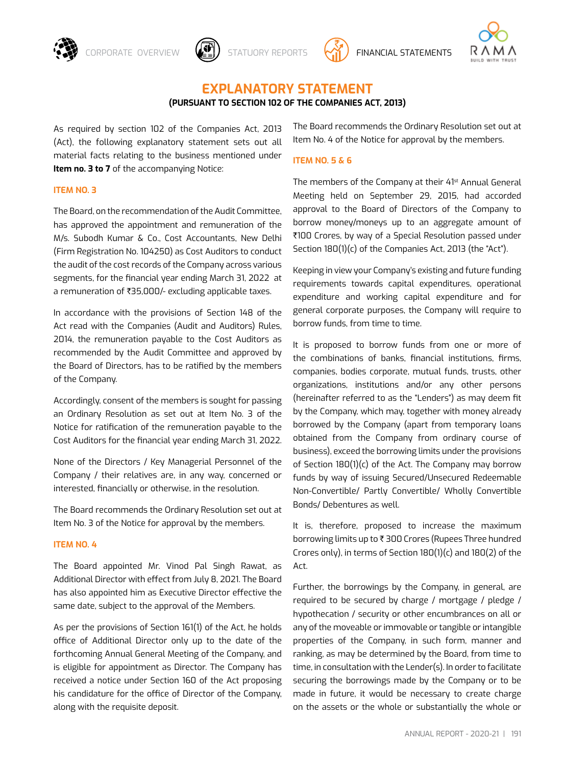# EXPLANATORY STATEMENT

**(PURSUANT TO SECTION 102 OF THE COMPANIES ACT, 2013)**

As required by section 102 of the Companies Act, 2013 (Act), the following explanatory statement sets out all material facts relating to the business mentioned under **Item no. 3 to 7** of the accompanying Notice:

### ITEM NO. 3

The Board, on the recommendation of the Audit Committee, has approved the appointment and remuneration of the M/s. Subodh Kumar & Co., Cost Accountants, New Delhi (Firm Registration No. 104250) as Cost Auditors to conduct the audit of the cost records of the Company across various segments, for the financial year ending March 31, 2022 at a remuneration of ₹35,000/- excluding applicable taxes.

In accordance with the provisions of Section 148 of the Act read with the Companies (Audit and Auditors) Rules, 2014, the remuneration payable to the Cost Auditors as recommended by the Audit Committee and approved by the Board of Directors, has to be ratified by the members of the Company.

Accordingly, consent of the members is sought for passing an Ordinary Resolution as set out at Item No. 3 of the Notice for ratification of the remuneration payable to the Cost Auditors for the financial year ending March 31, 2022.

None of the Directors / Key Managerial Personnel of the Company / their relatives are, in any way, concerned or interested, financially or otherwise, in the resolution.

The Board recommends the Ordinary Resolution set out at Item No. 3 of the Notice for approval by the members.

### ITEM NO. 4

The Board appointed Mr. Vinod Pal Singh Rawat, as Additional Director with effect from July 8, 2021. The Board has also appointed him as Executive Director effective the same date, subject to the approval of the Members.

As per the provisions of Section 161(1) of the Act, he holds office of Additional Director only up to the date of the forthcoming Annual General Meeting of the Company, and is eligible for appointment as Director. The Company has received a notice under Section 160 of the Act proposing his candidature for the office of Director of the Company, along with the requisite deposit.

The Board recommends the Ordinary Resolution set out at Item No. 4 of the Notice for approval by the members.

### ITEM NO. 5 & 6

The members of the Company at their 41st Annual General Meeting held on September 29, 2015, had accorded approval to the Board of Directors of the Company to borrow money/moneys up to an aggregate amount of ₹100 Crores, by way of a Special Resolution passed under Section 180(1)(c) of the Companies Act, 2013 (the "Act").

Keeping in view your Company's existing and future funding requirements towards capital expenditures, operational expenditure and working capital expenditure and for general corporate purposes, the Company will require to borrow funds, from time to time.

It is proposed to borrow funds from one or more of the combinations of banks, financial institutions, firms, companies, bodies corporate, mutual funds, trusts, other organizations, institutions and/or any other persons (hereinafter referred to as the "Lenders") as may deem fit by the Company, which may, together with money already borrowed by the Company (apart from temporary loans obtained from the Company from ordinary course of business), exceed the borrowing limits under the provisions of Section 180(1)(c) of the Act. The Company may borrow funds by way of issuing Secured/Unsecured Redeemable Non-Convertible/ Partly Convertible/ Wholly Convertible Bonds/ Debentures as well.

It is, therefore, proposed to increase the maximum borrowing limits up to ₹ 300 Crores (Rupees Three hundred Crores only), in terms of Section 180(1)(c) and 180(2) of the Act.

Further, the borrowings by the Company, in general, are required to be secured by charge / mortgage / pledge / hypothecation / security or other encumbrances on all or any of the moveable or immovable or tangible or intangible properties of the Company, in such form, manner and ranking, as may be determined by the Board, from time to time, in consultation with the Lender(s). In order to facilitate securing the borrowings made by the Company or to be made in future, it would be necessary to create charge on the assets or the whole or substantially the whole or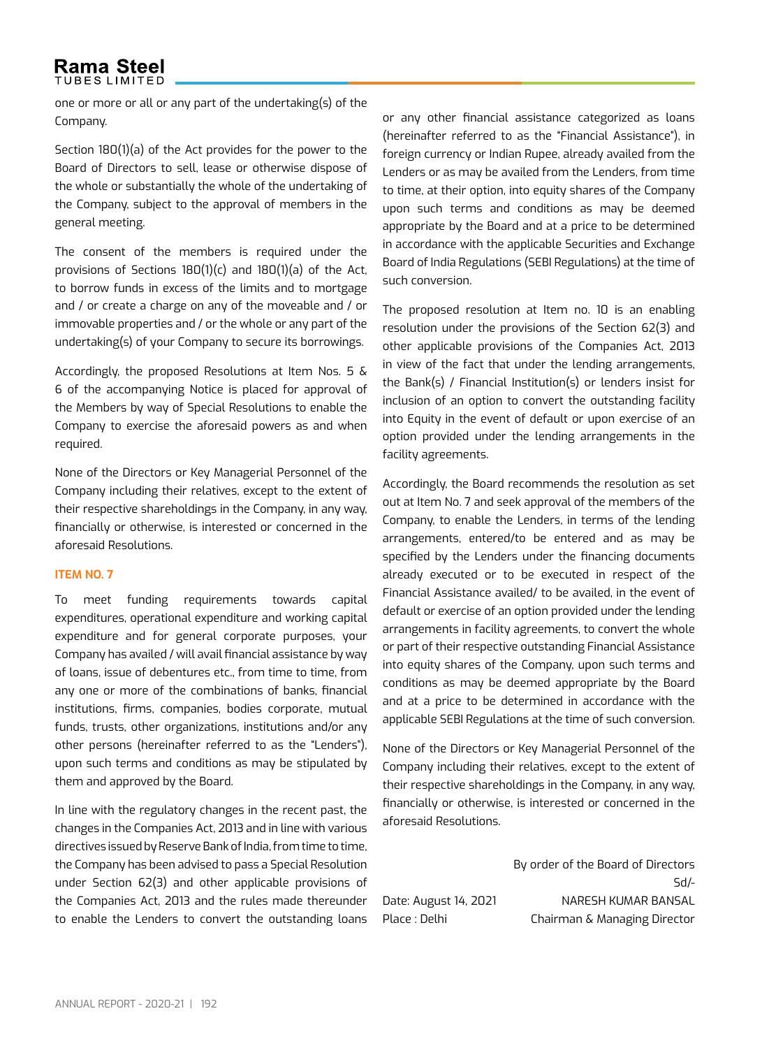one or more or all or any part of the undertaking(s) of the Company.

Section 180(1)(a) of the Act provides for the power to the Board of Directors to sell, lease or otherwise dispose of the whole or substantially the whole of the undertaking of the Company, subject to the approval of members in the general meeting.

The consent of the members is required under the provisions of Sections 180(1)(c) and 180(1)(a) of the Act, to borrow funds in excess of the limits and to mortgage and / or create a charge on any of the moveable and / or immovable properties and / or the whole or any part of the undertaking(s) of your Company to secure its borrowings.

Accordingly, the proposed Resolutions at Item Nos. 5 & 6 of the accompanying Notice is placed for approval of the Members by way of Special Resolutions to enable the Company to exercise the aforesaid powers as and when required.

None of the Directors or Key Managerial Personnel of the Company including their relatives, except to the extent of their respective shareholdings in the Company, in any way, financially or otherwise, is interested or concerned in the aforesaid Resolutions.

**ITEM NO. 7**

To meet funding requirements towards capital expenditures, operational expenditure and working capital expenditure and for general corporate purposes, your Company has availed / will avail financial assistance by way of loans, issue of debentures etc., from time to time, from any one or more of the combinations of banks, financial institutions, firms, companies, bodies corporate, mutual funds, trusts, other organizations, institutions and/or any other persons (hereinafter referred to as the "Lenders"), upon such terms and conditions as may be stipulated by them and approved by the Board.

In line with the regulatory changes in the recent past, the changes in the Companies Act, 2013 and in line with various directives issued by Reserve Bank of India, from time to time, the Company has been advised to pass a Special Resolution under Section 62(3) and other applicable provisions of the Companies Act, 2013 and the rules made thereunder to enable the Lenders to convert the outstanding loans or any other financial assistance categorized as loans (hereinafter referred to as the "Financial Assistance"), in foreign currency or Indian Rupee, already availed from the Lenders or as may be availed from the Lenders, from time to time, at their option, into equity shares of the Company upon such terms and conditions as may be deemed appropriate by the Board and at a price to be determined in accordance with the applicable Securities and Exchange Board of India Regulations (SEBI Regulations) at the time of such conversion.

The proposed resolution at Item no. 10 is an enabling resolution under the provisions of the Section 62(3) and other applicable provisions of the Companies Act, 2013 in view of the fact that under the lending arrangements, the Bank(s) / Financial Institution(s) or lenders insist for inclusion of an option to convert the outstanding facility into Equity in the event of default or upon exercise of an option provided under the lending arrangements in the facility agreements.

Accordingly, the Board recommends the resolution as set out at Item No. 7 and seek approval of the members of the Company, to enable the Lenders, in terms of the lending arrangements, entered/to be entered and as may be specified by the Lenders under the financing documents already executed or to be executed in respect of the Financial Assistance availed/ to be availed, in the event of default or exercise of an option provided under the lending arrangements in facility agreements, to convert the whole or part of their respective outstanding Financial Assistance into equity shares of the Company, upon such terms and conditions as may be deemed appropriate by the Board and at a price to be determined in accordance with the applicable SEBI Regulations at the time of such conversion.

None of the Directors or Key Managerial Personnel of the Company including their relatives, except to the extent of their respective shareholdings in the Company, in any way, financially or otherwise, is interested or concerned in the aforesaid Resolutions.

By order of the Board of Directors
Sd/-
NARESH KUMAR BANSAL
Chairman & Managing Director

Date: August 14, 2021
Place : Delhi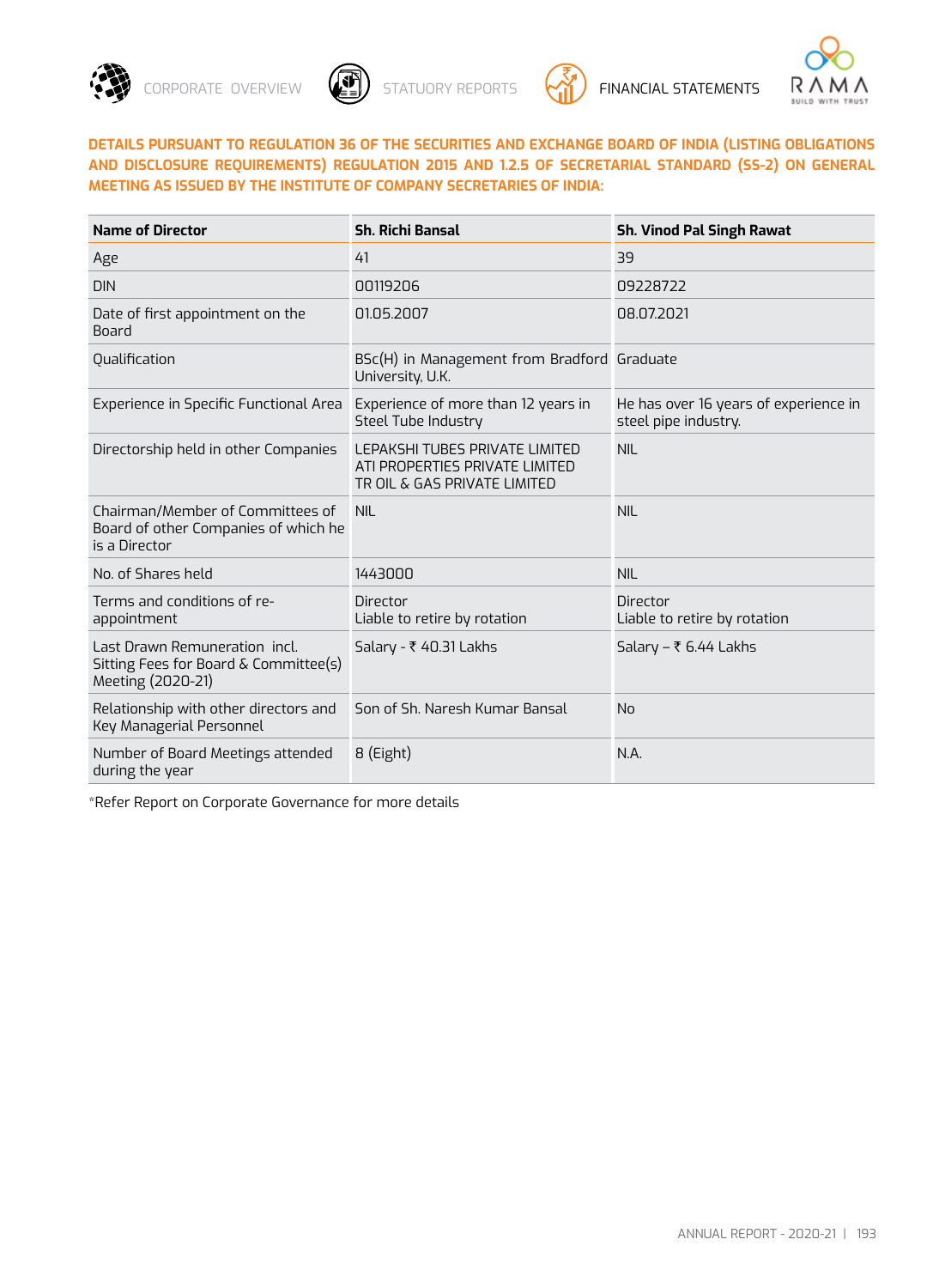**DETAILS PURSUANT TO REGULATION 36 OF THE SECURITIES AND EXCHANGE BOARD OF INDIA (LISTING OBLIGATIONS AND DISCLOSURE REQUIREMENTS) REGULATION 2015 AND 1.2.5 OF SECRETARIAL STANDARD (SS-2) ON GENERAL MEETING AS ISSUED BY THE INSTITUTE OF COMPANY SECRETARIES OF INDIA:**

| Name of Director | Sh. Richi Bansal | Sh. Vinod Pal Singh Rawat |
|---|---|---|
| Age | 41 | 39 |
| DIN | 00119206 | 09228722 |
| Date of first appointment on the Board | 01.05.2007 | 08.07.2021 |
| Qualification | BSc(H) in Management from Bradford University, U.K. | Graduate |
| Experience in Specific Functional Area | Experience of more than 12 years in Steel Tube Industry | He has over 16 years of experience in steel pipe industry. |
| Directorship held in other Companies | LEPAKSHI TUBES PRIVATE LIMITED<br>ATI PROPERTIES PRIVATE LIMITED<br>TR OIL & GAS PRIVATE LIMITED | NIL |
| Chairman/Member of Committees of Board of other Companies of which he is a Director | NIL | NIL |
| No. of Shares held | 1443000 | NIL |
| Terms and conditions of re-appointment | Director<br>Liable to retire by rotation | Director<br>Liable to retire by rotation |
| Last Drawn Remuneration incl. Sitting Fees for Board & Committee(s) Meeting (2020-21) | Salary - ₹ 40.31 Lakhs | Salary – ₹ 6.44 Lakhs |
| Relationship with other directors and Key Managerial Personnel | Son of Sh. Naresh Kumar Bansal | No |
| Number of Board Meetings attended during the year | 8 (Eight) | N.A. |

*Refer Report on Corporate Governance for more details